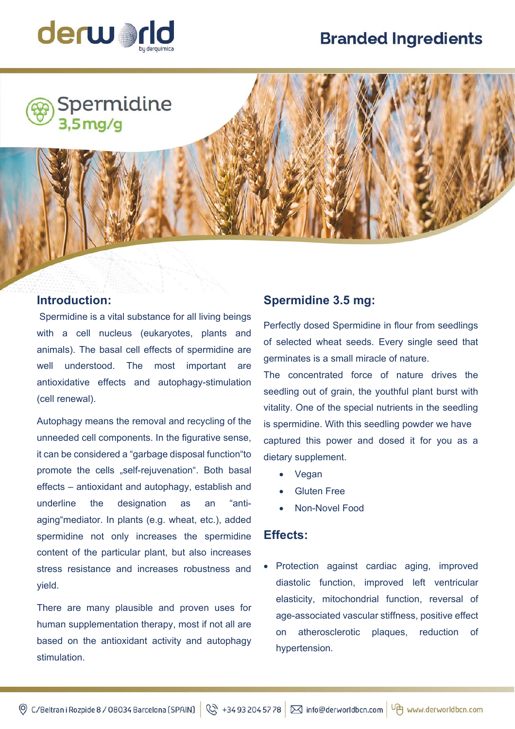derworld by derquimica

# Branded Ingredients

## Spermidine 3,5mg/g

### Introduction:

Spermidine is a vital substance for all living beings with a cell nucleus (eukaryotes, plants and animals). The basal cell effects of spermidine are well understood. The most important are antioxidative effects and autophagy-stimulation (cell renewal).

Autophagy means the removal and recycling of the unneeded cell components. In the figurative sense, it can be considered a "garbage disposal function"to promote the cells „self-rejuvenation". Both basal effects – antioxidant and autophagy, establish and underline the designation as an "anti-aging"mediator. In plants (e.g. wheat, etc.), added spermidine not only increases the spermidine content of the particular plant, but also increases stress resistance and increases robustness and yield.

There are many plausible and proven uses for human supplementation therapy, most if not all are based on the antioxidant activity and autophagy stimulation.

### Spermidine 3.5 mg:

Perfectly dosed Spermidine in flour from seedlings of selected wheat seeds. Every single seed that germinates is a small miracle of nature.

The concentrated force of nature drives the seedling out of grain, the youthful plant burst with vitality. One of the special nutrients in the seedling is spermidine. With this seedling powder we have captured this power and dosed it for you as a dietary supplement.

- Vegan
- Gluten Free
- Non-Novel Food

### Effects:

- Protection against cardiac aging, improved diastolic function, improved left ventricular elasticity, mitochondrial function, reversal of age-associated vascular stiffness, positive effect on atherosclerotic plaques, reduction of hypertension.

C/Beltran i Rozpide 8 / 08034 Barcelona (SPAIN) | +34 93 204 57 78 | info@derworldbcn.com | www.derworldbcn.com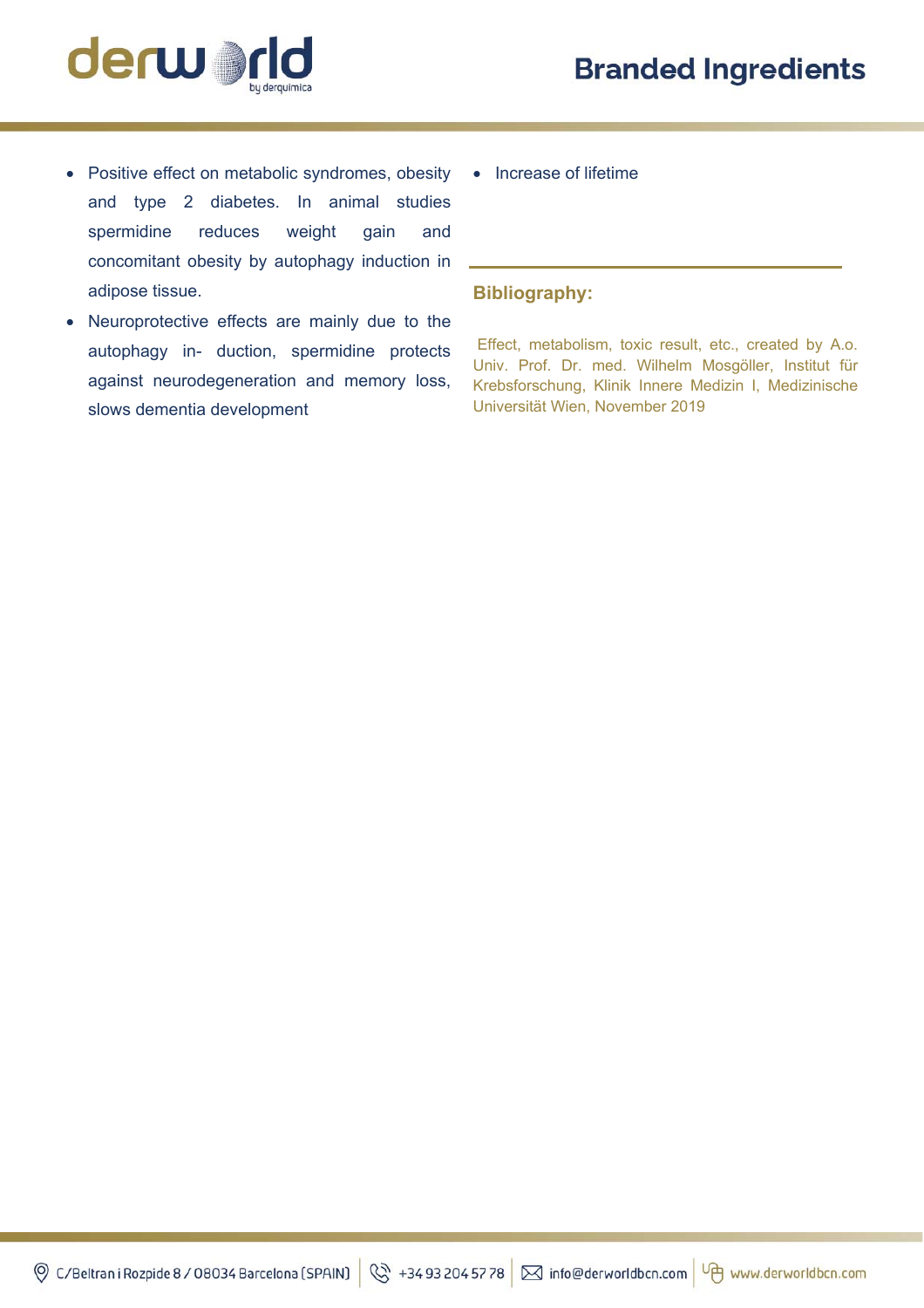- Positive effect on metabolic syndromes, obesity and type 2 diabetes. In animal studies spermidine reduces weight gain and concomitant obesity by autophagy induction in adipose tissue.
- Neuroprotective effects are mainly due to the autophagy in- duction, spermidine protects against neurodegeneration and memory loss, slows dementia development
- Increase of lifetime

**Bibliography:**

Effect, metabolism, toxic result, etc., created by A.o. Univ. Prof. Dr. med. Wilhelm Mosgöller, Institut für Krebsforschung, Klinik Innere Medizin I, Medizinische Universität Wien, November 2019